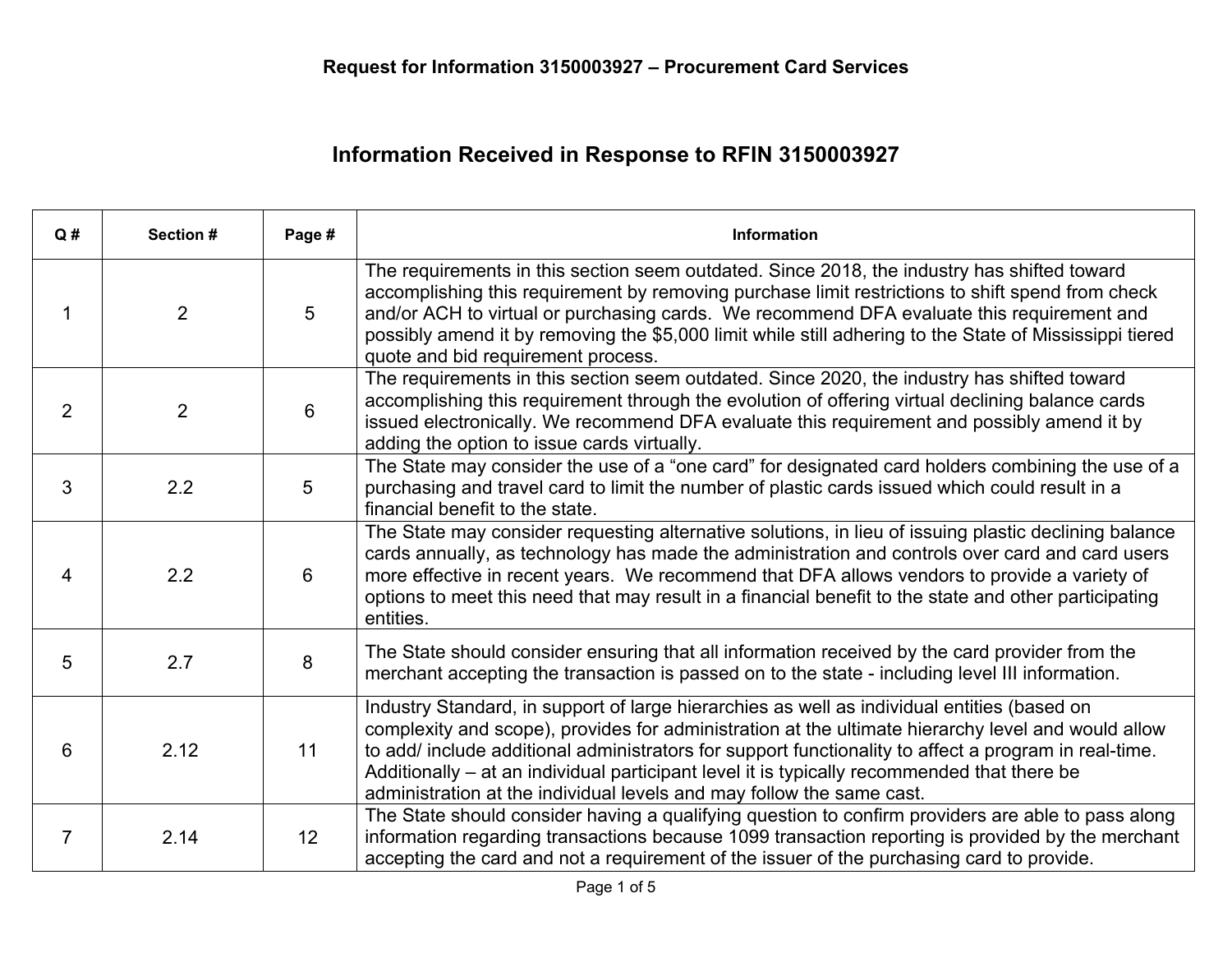**Request for Information 3150003927 – Procurement Card Services**

## Information Received in Response to RFIN 3150003927

| Q # | Section # | Page # | Information |
|---|---|---|---|
| 1 | 2 | 5 | The requirements in this section seem outdated. Since 2018, the industry has shifted toward accomplishing this requirement by removing purchase limit restrictions to shift spend from check and/or ACH to virtual or purchasing cards. We recommend DFA evaluate this requirement and possibly amend it by removing the $5,000 limit while still adhering to the State of Mississippi tiered quote and bid requirement process. |
| 2 | 2 | 6 | The requirements in this section seem outdated. Since 2020, the industry has shifted toward accomplishing this requirement through the evolution of offering virtual declining balance cards issued electronically. We recommend DFA evaluate this requirement and possibly amend it by adding the option to issue cards virtually. |
| 3 | 2.2 | 5 | The State may consider the use of a "one card" for designated card holders combining the use of a purchasing and travel card to limit the number of plastic cards issued which could result in a financial benefit to the state. |
| 4 | 2.2 | 6 | The State may consider requesting alternative solutions, in lieu of issuing plastic declining balance cards annually, as technology has made the administration and controls over card and card users more effective in recent years. We recommend that DFA allows vendors to provide a variety of options to meet this need that may result in a financial benefit to the state and other participating entities. |
| 5 | 2.7 | 8 | The State should consider ensuring that all information received by the card provider from the merchant accepting the transaction is passed on to the state - including level III information. |
| 6 | 2.12 | 11 | Industry Standard, in support of large hierarchies as well as individual entities (based on complexity and scope), provides for administration at the ultimate hierarchy level and would allow to add/ include additional administrators for support functionality to affect a program in real-time. Additionally – at an individual participant level it is typically recommended that there be administration at the individual levels and may follow the same cast. |
| 7 | 2.14 | 12 | The State should consider having a qualifying question to confirm providers are able to pass along information regarding transactions because 1099 transaction reporting is provided by the merchant accepting the card and not a requirement of the issuer of the purchasing card to provide. |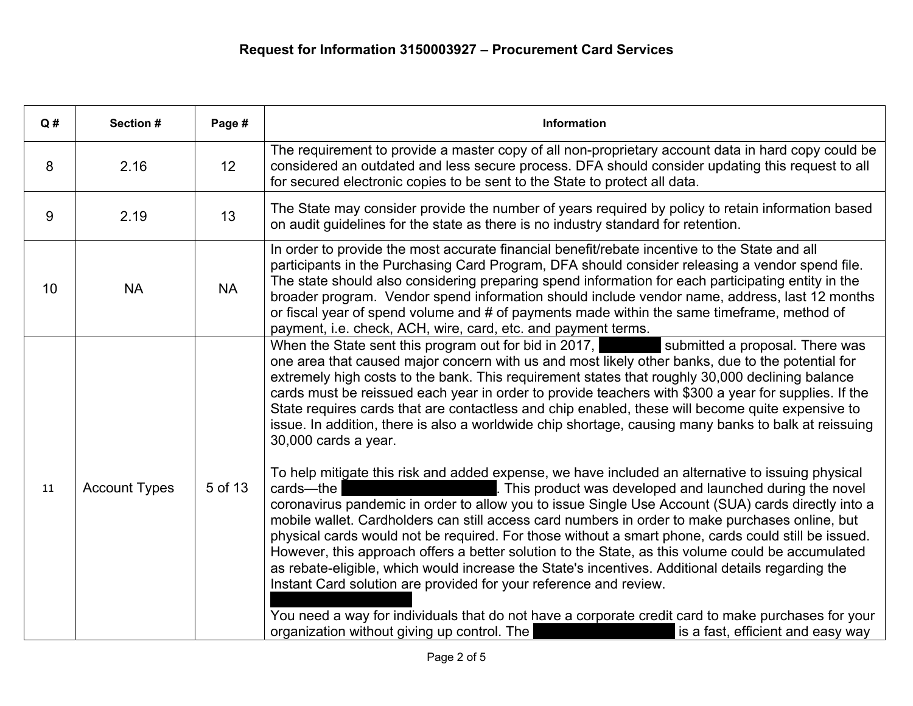**Request for Information 3150003927 – Procurement Card Services**

| Q # | Section # | Page # | Information |
|---|---|---|---|
| 8 | 2.16 | 12 | The requirement to provide a master copy of all non-proprietary account data in hard copy could be considered an outdated and less secure process. DFA should consider updating this request to all for secured electronic copies to be sent to the State to protect all data. |
| 9 | 2.19 | 13 | The State may consider provide the number of years required by policy to retain information based on audit guidelines for the state as there is no industry standard for retention. |
| 10 | NA | NA | In order to provide the most accurate financial benefit/rebate incentive to the State and all participants in the Purchasing Card Program, DFA should consider releasing a vendor spend file. The state should also considering preparing spend information for each participating entity in the broader program. Vendor spend information should include vendor name, address, last 12 months or fiscal year of spend volume and # of payments made within the same timeframe, method of payment, i.e. check, ACH, wire, card, etc. and payment terms. |
| 11 | Account Types | 5 of 13 | When the State sent this program out for bid in 2017, ████████ submitted a proposal. There was one area that caused major concern with us and most likely other banks, due to the potential for extremely high costs to the bank. This requirement states that roughly 30,000 declining balance cards must be reissued each year in order to provide teachers with $300 a year for supplies. If the State requires cards that are contactless and chip enabled, these will become quite expensive to issue. In addition, there is also a worldwide chip shortage, causing many banks to balk at reissuing 30,000 cards a year.<br><br>To help mitigate this risk and added expense, we have included an alternative to issuing physical cards—the ████████████████. This product was developed and launched during the novel coronavirus pandemic in order to allow you to issue Single Use Account (SUA) cards directly into a mobile wallet. Cardholders can still access card numbers in order to make purchases online, but physical cards would not be required. For those without a smart phone, cards could still be issued. However, this approach offers a better solution to the State, as this volume could be accumulated as rebate-eligible, which would increase the State's incentives. Additional details regarding the Instant Card solution are provided for your reference and review.<br>████████████<br>You need a way for individuals that do not have a corporate credit card to make purchases for your organization without giving up control. The ████████████████ is a fast, efficient and easy way |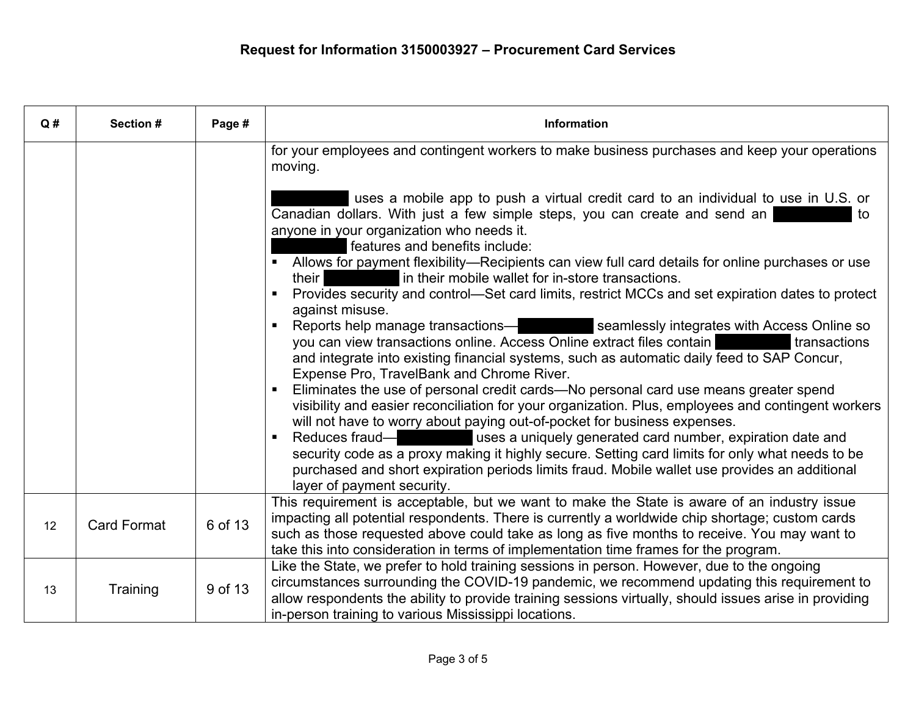# Request for Information 3150003927 – Procurement Card Services

| Q # | Section # | Page # | Information |
|---|---|---|---|
| | | | for your employees and contingent workers to make business purchases and keep your operations moving.<br><br>█████ uses a mobile app to push a virtual credit card to an individual to use in U.S. or Canadian dollars. With just a few simple steps, you can create and send an █████ to anyone in your organization who needs it.<br>█████ features and benefits include:<br>▪ Allows for payment flexibility—Recipients can view full card details for online purchases or use their █████ in their mobile wallet for in-store transactions.<br>▪ Provides security and control—Set card limits, restrict MCCs and set expiration dates to protect against misuse.<br>▪ Reports help manage transactions—█████ seamlessly integrates with Access Online so you can view transactions online. Access Online extract files contain █████ transactions and integrate into existing financial systems, such as automatic daily feed to SAP Concur, Expense Pro, TravelBank and Chrome River.<br>▪ Eliminates the use of personal credit cards—No personal card use means greater spend visibility and easier reconciliation for your organization. Plus, employees and contingent workers will not have to worry about paying out-of-pocket for business expenses.<br>▪ Reduces fraud—█████ uses a uniquely generated card number, expiration date and security code as a proxy making it highly secure. Setting card limits for only what needs to be purchased and short expiration periods limits fraud. Mobile wallet use provides an additional layer of payment security. |
| 12 | Card Format | 6 of 13 | This requirement is acceptable, but we want to make the State is aware of an industry issue impacting all potential respondents. There is currently a worldwide chip shortage; custom cards such as those requested above could take as long as five months to receive. You may want to take this into consideration in terms of implementation time frames for the program. |
| 13 | Training | 9 of 13 | Like the State, we prefer to hold training sessions in person. However, due to the ongoing circumstances surrounding the COVID-19 pandemic, we recommend updating this requirement to allow respondents the ability to provide training sessions virtually, should issues arise in providing in-person training to various Mississippi locations. |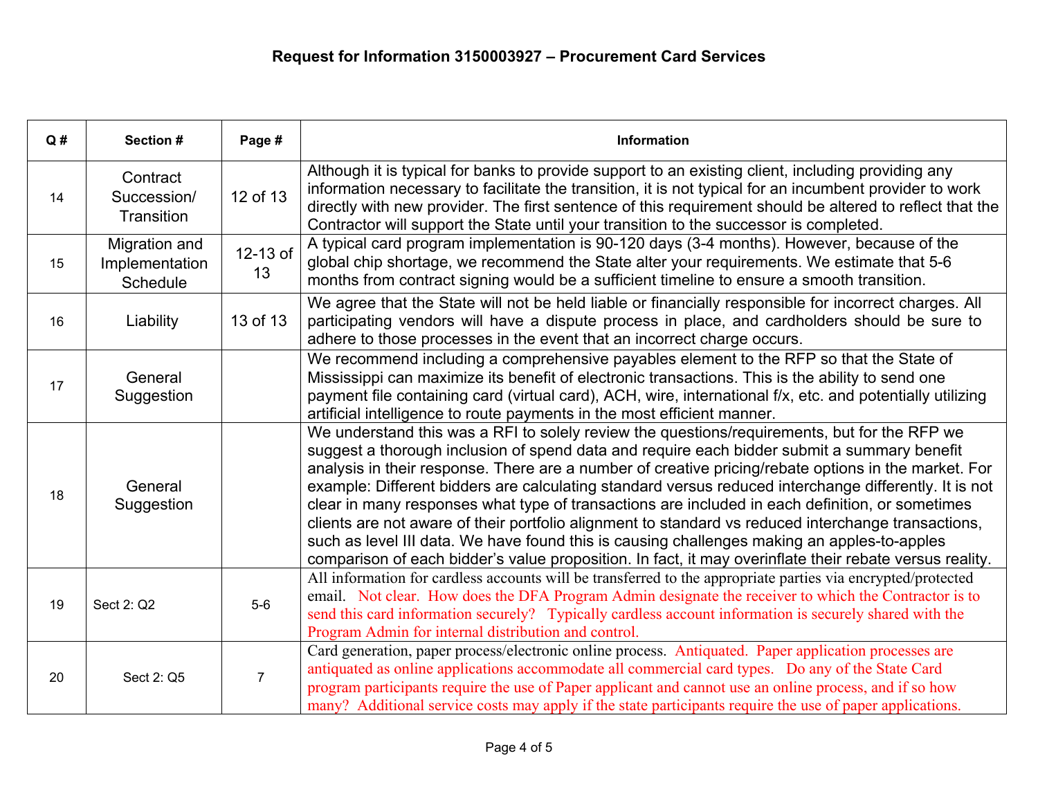# Request for Information 3150003927 – Procurement Card Services

| Q # | Section # | Page # | Information |
|---|---|---|---|
| 14 | Contract Succession/ Transition | 12 of 13 | Although it is typical for banks to provide support to an existing client, including providing any information necessary to facilitate the transition, it is not typical for an incumbent provider to work directly with new provider. The first sentence of this requirement should be altered to reflect that the Contractor will support the State until your transition to the successor is completed. |
| 15 | Migration and Implementation Schedule | 12-13 of 13 | A typical card program implementation is 90-120 days (3-4 months). However, because of the global chip shortage, we recommend the State alter your requirements. We estimate that 5-6 months from contract signing would be a sufficient timeline to ensure a smooth transition. |
| 16 | Liability | 13 of 13 | We agree that the State will not be held liable or financially responsible for incorrect charges. All participating vendors will have a dispute process in place, and cardholders should be sure to adhere to those processes in the event that an incorrect charge occurs. |
| 17 | General Suggestion | | We recommend including a comprehensive payables element to the RFP so that the State of Mississippi can maximize its benefit of electronic transactions. This is the ability to send one payment file containing card (virtual card), ACH, wire, international f/x, etc. and potentially utilizing artificial intelligence to route payments in the most efficient manner. |
| 18 | General Suggestion | | We understand this was a RFI to solely review the questions/requirements, but for the RFP we suggest a thorough inclusion of spend data and require each bidder submit a summary benefit analysis in their response. There are a number of creative pricing/rebate options in the market. For example: Different bidders are calculating standard versus reduced interchange differently. It is not clear in many responses what type of transactions are included in each definition, or sometimes clients are not aware of their portfolio alignment to standard vs reduced interchange transactions, such as level III data. We have found this is causing challenges making an apples-to-apples comparison of each bidder's value proposition. In fact, it may overinflate their rebate versus reality. |
| 19 | Sect 2: Q2 | 5-6 | All information for cardless accounts will be transferred to the appropriate parties via encrypted/protected email. Not clear. How does the DFA Program Admin designate the receiver to which the Contractor is to send this card information securely? Typically cardless account information is securely shared with the Program Admin for internal distribution and control. |
| 20 | Sect 2: Q5 | 7 | Card generation, paper process/electronic online process. Antiquated. Paper application processes are antiquated as online applications accommodate all commercial card types. Do any of the State Card program participants require the use of Paper applicant and cannot use an online process, and if so how many? Additional service costs may apply if the state participants require the use of paper applications. |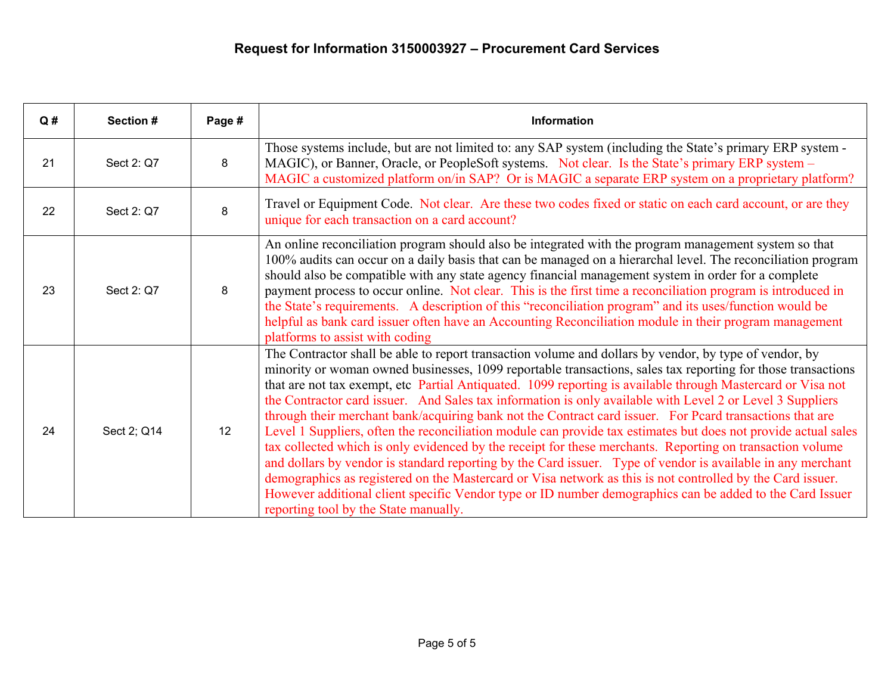**Request for Information 3150003927 – Procurement Card Services**

| Q # | Section # | Page # | Information |
|---|---|---|---|
| 21 | Sect 2: Q7 | 8 | Those systems include, but are not limited to: any SAP system (including the State's primary ERP system - MAGIC), or Banner, Oracle, or PeopleSoft systems. Not clear. Is the State's primary ERP system – MAGIC a customized platform on/in SAP? Or is MAGIC a separate ERP system on a proprietary platform? |
| 22 | Sect 2: Q7 | 8 | Travel or Equipment Code. Not clear. Are these two codes fixed or static on each card account, or are they unique for each transaction on a card account? |
| 23 | Sect 2: Q7 | 8 | An online reconciliation program should also be integrated with the program management system so that 100% audits can occur on a daily basis that can be managed on a hierarchal level. The reconciliation program should also be compatible with any state agency financial management system in order for a complete payment process to occur online. Not clear. This is the first time a reconciliation program is introduced in the State's requirements. A description of this "reconciliation program" and its uses/function would be helpful as bank card issuer often have an Accounting Reconciliation module in their program management platforms to assist with coding |
| 24 | Sect 2; Q14 | 12 | The Contractor shall be able to report transaction volume and dollars by vendor, by type of vendor, by minority or woman owned businesses, 1099 reportable transactions, sales tax reporting for those transactions that are not tax exempt, etc Partial Antiquated. 1099 reporting is available through Mastercard or Visa not the Contractor card issuer. And Sales tax information is only available with Level 2 or Level 3 Suppliers through their merchant bank/acquiring bank not the Contract card issuer. For Pcard transactions that are Level 1 Suppliers, often the reconciliation module can provide tax estimates but does not provide actual sales tax collected which is only evidenced by the receipt for these merchants. Reporting on transaction volume and dollars by vendor is standard reporting by the Card issuer. Type of vendor is available in any merchant demographics as registered on the Mastercard or Visa network as this is not controlled by the Card issuer. However additional client specific Vendor type or ID number demographics can be added to the Card Issuer reporting tool by the State manually. |